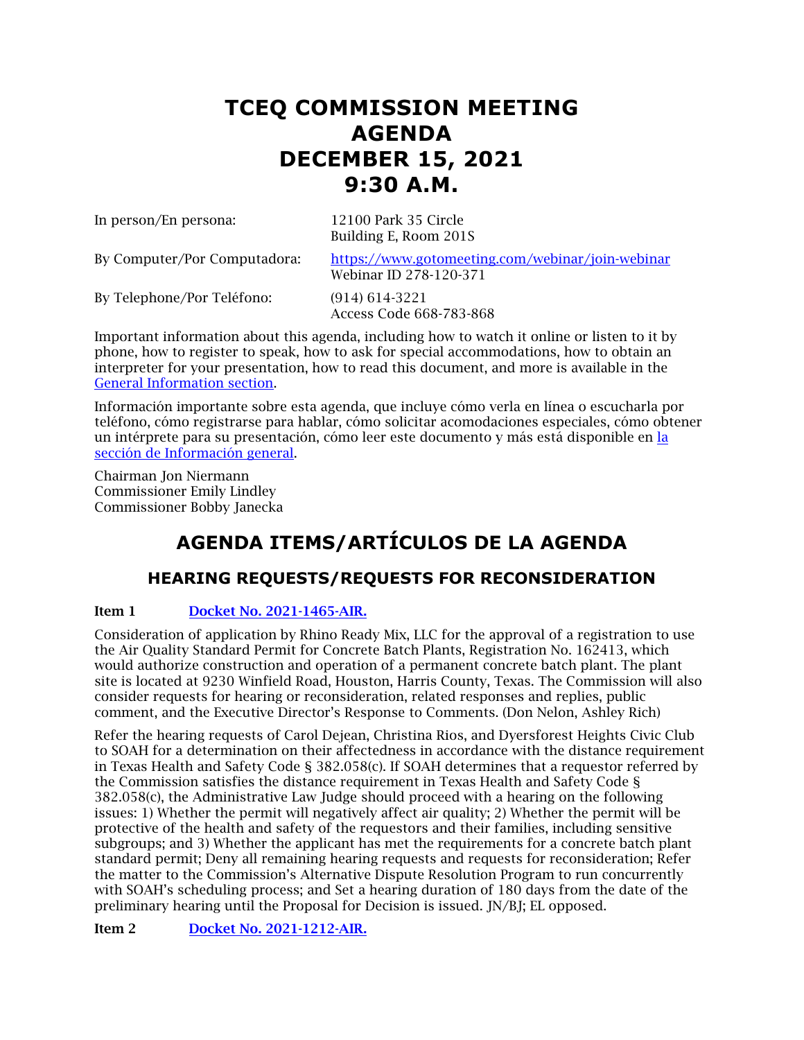# TCEQ COMMISSION MEETING AGENDA DECEMBER 15, 2021 9:30 A.M.

| | |
|---|---|
| In person/En persona: | 12100 Park 35 Circle<br>Building E, Room 201S |
| By Computer/Por Computadora: | [https://www.gotomeeting.com/webinar/join-webinar](https://www.gotomeeting.com/webinar/join-webinar)<br>Webinar ID 278-120-371 |
| By Telephone/Por Teléfono: | (914) 614-3221<br>Access Code 668-783-868 |

Important information about this agenda, including how to watch it online or listen to it by phone, how to register to speak, how to ask for special accommodations, how to obtain an interpreter for your presentation, how to read this document, and more is available in the [General Information section](#).

Información importante sobre esta agenda, que incluye cómo verla en línea o escucharla por teléfono, cómo registrarse para hablar, cómo solicitar acomodaciones especiales, cómo obtener un intérprete para su presentación, cómo leer este documento y más está disponible en [la sección de Información general](#).

Chairman Jon Niermann
Commissioner Emily Lindley
Commissioner Bobby Janecka

## AGENDA ITEMS/ARTÍCULOS DE LA AGENDA

### HEARING REQUESTS/REQUESTS FOR RECONSIDERATION

**Item 1** [Docket No. 2021-1465-AIR.](#)

Consideration of application by Rhino Ready Mix, LLC for the approval of a registration to use the Air Quality Standard Permit for Concrete Batch Plants, Registration No. 162413, which would authorize construction and operation of a permanent concrete batch plant. The plant site is located at 9230 Winfield Road, Houston, Harris County, Texas. The Commission will also consider requests for hearing or reconsideration, related responses and replies, public comment, and the Executive Director's Response to Comments. (Don Nelon, Ashley Rich)

Refer the hearing requests of Carol Dejean, Christina Rios, and Dyersforest Heights Civic Club to SOAH for a determination on their affectedness in accordance with the distance requirement in Texas Health and Safety Code § 382.058(c). If SOAH determines that a requestor referred by the Commission satisfies the distance requirement in Texas Health and Safety Code § 382.058(c), the Administrative Law Judge should proceed with a hearing on the following issues: 1) Whether the permit will negatively affect air quality; 2) Whether the permit will be protective of the health and safety of the requestors and their families, including sensitive subgroups; and 3) Whether the applicant has met the requirements for a concrete batch plant standard permit; Deny all remaining hearing requests and requests for reconsideration; Refer the matter to the Commission's Alternative Dispute Resolution Program to run concurrently with SOAH's scheduling process; and Set a hearing duration of 180 days from the date of the preliminary hearing until the Proposal for Decision is issued. JN/BJ; EL opposed.

**Item 2** [Docket No. 2021-1212-AIR.](#)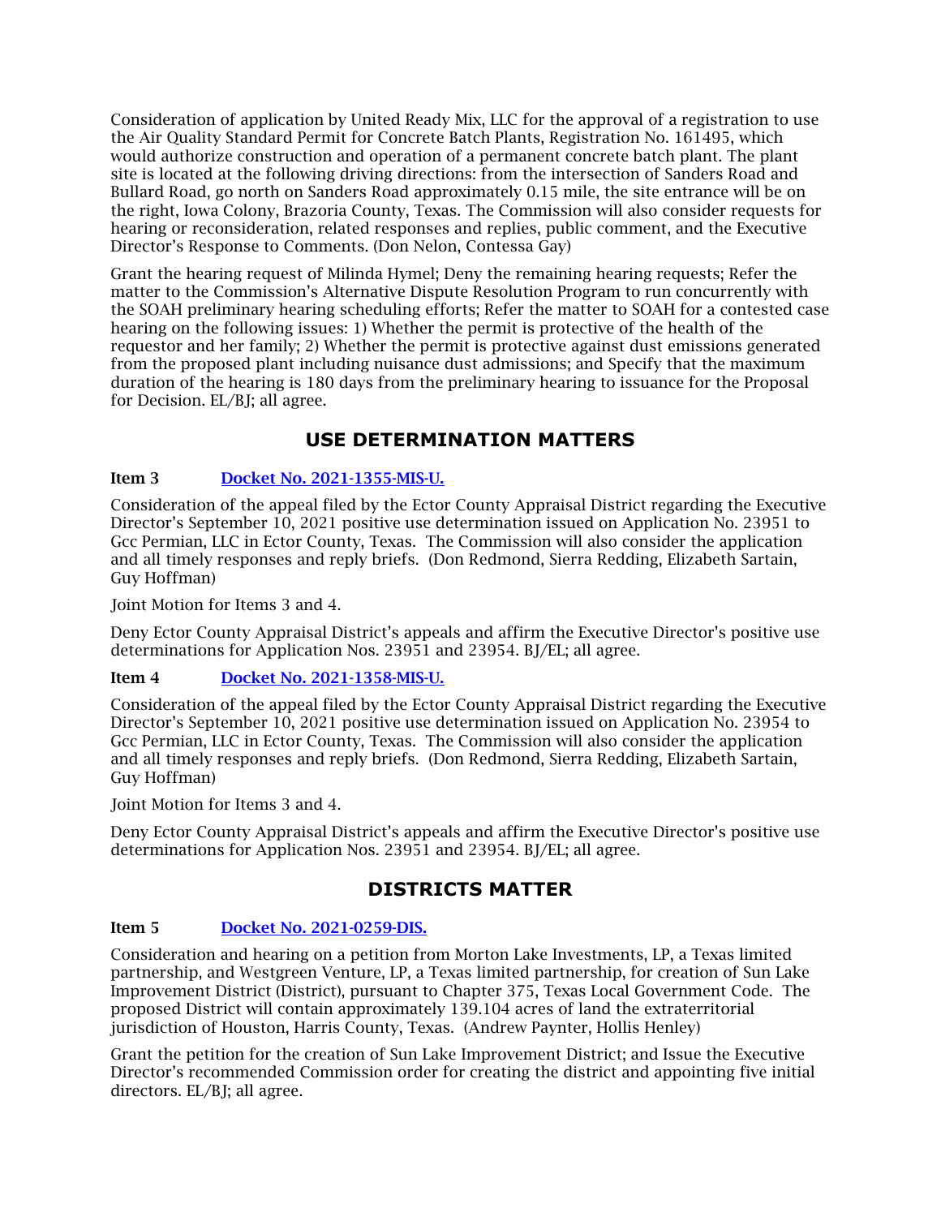Consideration of application by United Ready Mix, LLC for the approval of a registration to use the Air Quality Standard Permit for Concrete Batch Plants, Registration No. 161495, which would authorize construction and operation of a permanent concrete batch plant. The plant site is located at the following driving directions: from the intersection of Sanders Road and Bullard Road, go north on Sanders Road approximately 0.15 mile, the site entrance will be on the right, Iowa Colony, Brazoria County, Texas. The Commission will also consider requests for hearing or reconsideration, related responses and replies, public comment, and the Executive Director's Response to Comments. (Don Nelon, Contessa Gay)

Grant the hearing request of Milinda Hymel; Deny the remaining hearing requests; Refer the matter to the Commission's Alternative Dispute Resolution Program to run concurrently with the SOAH preliminary hearing scheduling efforts; Refer the matter to SOAH for a contested case hearing on the following issues: 1) Whether the permit is protective of the health of the requestor and her family; 2) Whether the permit is protective against dust emissions generated from the proposed plant including nuisance dust admissions; and Specify that the maximum duration of the hearing is 180 days from the preliminary hearing to issuance for the Proposal for Decision. EL/BJ; all agree.

## USE DETERMINATION MATTERS

**Item 3** [Docket No. 2021-1355-MIS-U.]

Consideration of the appeal filed by the Ector County Appraisal District regarding the Executive Director's September 10, 2021 positive use determination issued on Application No. 23951 to Gcc Permian, LLC in Ector County, Texas. The Commission will also consider the application and all timely responses and reply briefs. (Don Redmond, Sierra Redding, Elizabeth Sartain, Guy Hoffman)

Joint Motion for Items 3 and 4.

Deny Ector County Appraisal District's appeals and affirm the Executive Director's positive use determinations for Application Nos. 23951 and 23954. BJ/EL; all agree.

**Item 4** [Docket No. 2021-1358-MIS-U.]

Consideration of the appeal filed by the Ector County Appraisal District regarding the Executive Director's September 10, 2021 positive use determination issued on Application No. 23954 to Gcc Permian, LLC in Ector County, Texas. The Commission will also consider the application and all timely responses and reply briefs. (Don Redmond, Sierra Redding, Elizabeth Sartain, Guy Hoffman)

Joint Motion for Items 3 and 4.

Deny Ector County Appraisal District's appeals and affirm the Executive Director's positive use determinations for Application Nos. 23951 and 23954. BJ/EL; all agree.

## DISTRICTS MATTER

**Item 5** [Docket No. 2021-0259-DIS.]

Consideration and hearing on a petition from Morton Lake Investments, LP, a Texas limited partnership, and Westgreen Venture, LP, a Texas limited partnership, for creation of Sun Lake Improvement District (District), pursuant to Chapter 375, Texas Local Government Code. The proposed District will contain approximately 139.104 acres of land the extraterritorial jurisdiction of Houston, Harris County, Texas. (Andrew Paynter, Hollis Henley)

Grant the petition for the creation of Sun Lake Improvement District; and Issue the Executive Director's recommended Commission order for creating the district and appointing five initial directors. EL/BJ; all agree.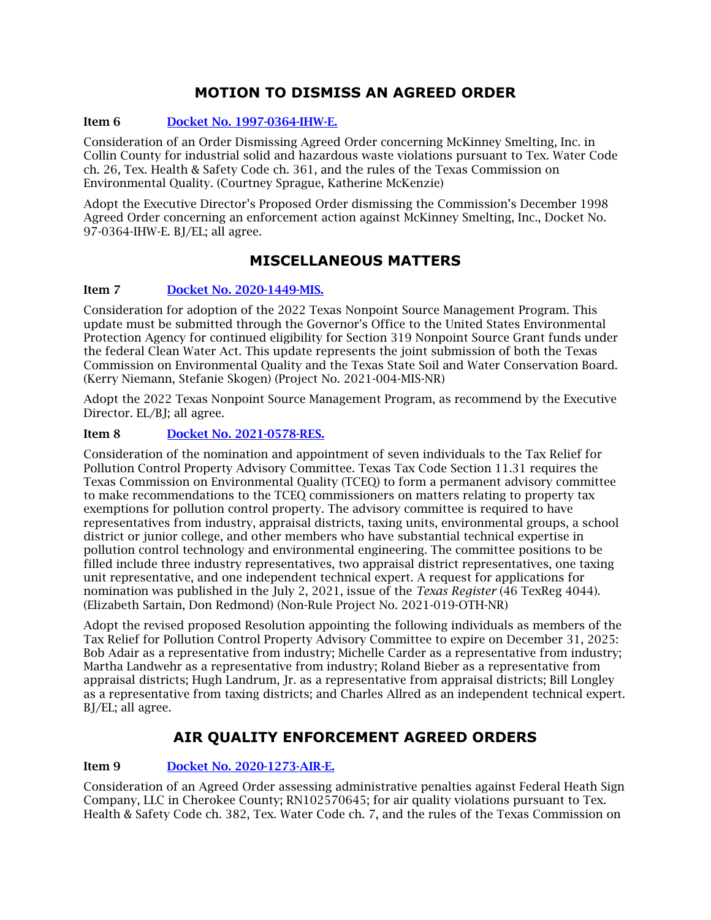## MOTION TO DISMISS AN AGREED ORDER

**Item 6** [Docket No. 1997-0364-IHW-E.]

Consideration of an Order Dismissing Agreed Order concerning McKinney Smelting, Inc. in Collin County for industrial solid and hazardous waste violations pursuant to Tex. Water Code ch. 26, Tex. Health & Safety Code ch. 361, and the rules of the Texas Commission on Environmental Quality. (Courtney Sprague, Katherine McKenzie)

Adopt the Executive Director's Proposed Order dismissing the Commission's December 1998 Agreed Order concerning an enforcement action against McKinney Smelting, Inc., Docket No. 97-0364-IHW-E. BJ/EL; all agree.

## MISCELLANEOUS MATTERS

**Item 7** [Docket No. 2020-1449-MIS.]

Consideration for adoption of the 2022 Texas Nonpoint Source Management Program. This update must be submitted through the Governor's Office to the United States Environmental Protection Agency for continued eligibility for Section 319 Nonpoint Source Grant funds under the federal Clean Water Act. This update represents the joint submission of both the Texas Commission on Environmental Quality and the Texas State Soil and Water Conservation Board. (Kerry Niemann, Stefanie Skogen) (Project No. 2021-004-MIS-NR)

Adopt the 2022 Texas Nonpoint Source Management Program, as recommend by the Executive Director. EL/BJ; all agree.

**Item 8** [Docket No. 2021-0578-RES.]

Consideration of the nomination and appointment of seven individuals to the Tax Relief for Pollution Control Property Advisory Committee. Texas Tax Code Section 11.31 requires the Texas Commission on Environmental Quality (TCEQ) to form a permanent advisory committee to make recommendations to the TCEQ commissioners on matters relating to property tax exemptions for pollution control property. The advisory committee is required to have representatives from industry, appraisal districts, taxing units, environmental groups, a school district or junior college, and other members who have substantial technical expertise in pollution control technology and environmental engineering. The committee positions to be filled include three industry representatives, two appraisal district representatives, one taxing unit representative, and one independent technical expert. A request for applications for nomination was published in the July 2, 2021, issue of the *Texas Register* (46 TexReg 4044). (Elizabeth Sartain, Don Redmond) (Non-Rule Project No. 2021-019-OTH-NR)

Adopt the revised proposed Resolution appointing the following individuals as members of the Tax Relief for Pollution Control Property Advisory Committee to expire on December 31, 2025: Bob Adair as a representative from industry; Michelle Carder as a representative from industry; Martha Landwehr as a representative from industry; Roland Bieber as a representative from appraisal districts; Hugh Landrum, Jr. as a representative from appraisal districts; Bill Longley as a representative from taxing districts; and Charles Allred as an independent technical expert. BJ/EL; all agree.

## AIR QUALITY ENFORCEMENT AGREED ORDERS

**Item 9** [Docket No. 2020-1273-AIR-E.]

Consideration of an Agreed Order assessing administrative penalties against Federal Heath Sign Company, LLC in Cherokee County; RN102570645; for air quality violations pursuant to Tex. Health & Safety Code ch. 382, Tex. Water Code ch. 7, and the rules of the Texas Commission on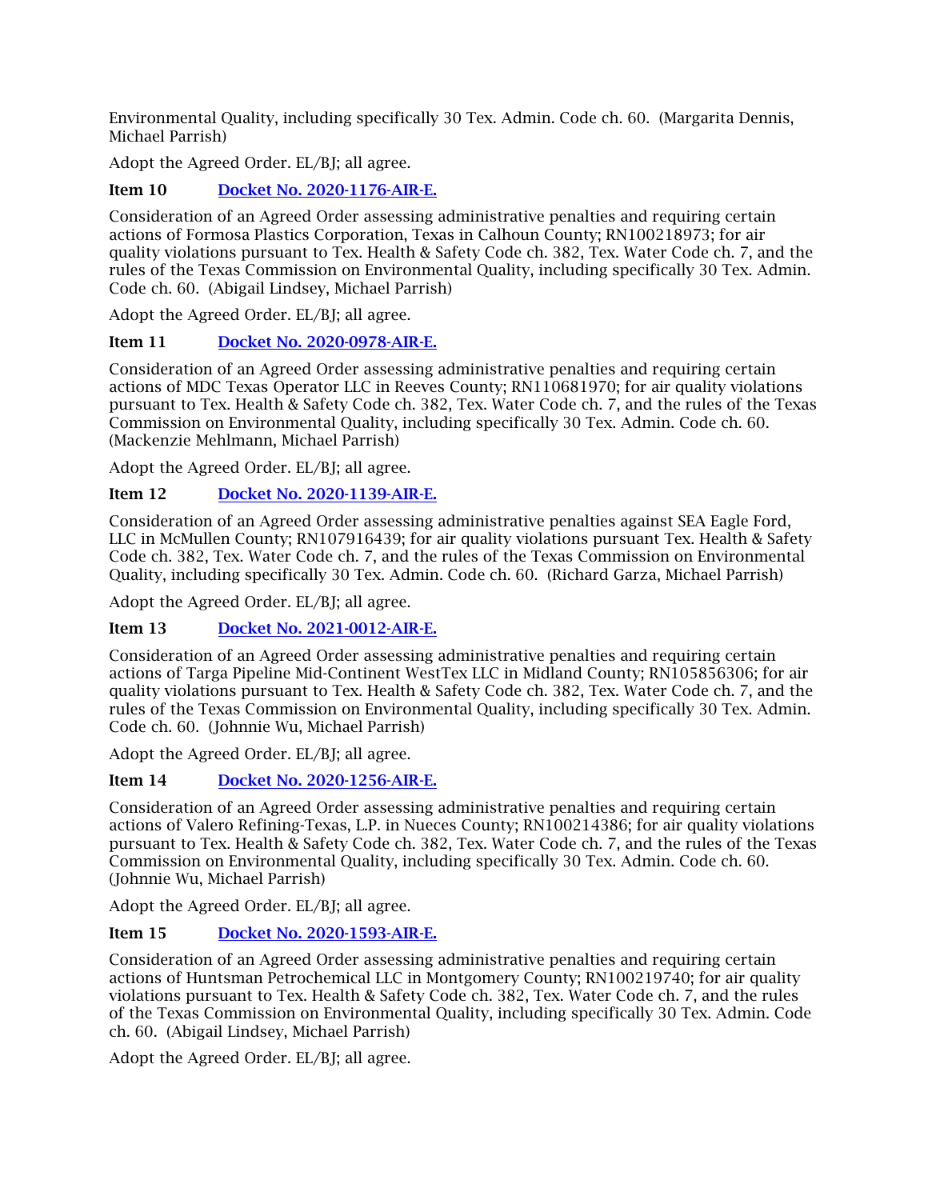Environmental Quality, including specifically 30 Tex. Admin. Code ch. 60. (Margarita Dennis, Michael Parrish)

Adopt the Agreed Order. EL/BJ; all agree.

**Item 10** [Docket No. 2020-1176-AIR-E.]

Consideration of an Agreed Order assessing administrative penalties and requiring certain actions of Formosa Plastics Corporation, Texas in Calhoun County; RN100218973; for air quality violations pursuant to Tex. Health & Safety Code ch. 382, Tex. Water Code ch. 7, and the rules of the Texas Commission on Environmental Quality, including specifically 30 Tex. Admin. Code ch. 60. (Abigail Lindsey, Michael Parrish)

Adopt the Agreed Order. EL/BJ; all agree.

**Item 11** [Docket No. 2020-0978-AIR-E.]

Consideration of an Agreed Order assessing administrative penalties and requiring certain actions of MDC Texas Operator LLC in Reeves County; RN110681970; for air quality violations pursuant to Tex. Health & Safety Code ch. 382, Tex. Water Code ch. 7, and the rules of the Texas Commission on Environmental Quality, including specifically 30 Tex. Admin. Code ch. 60. (Mackenzie Mehlmann, Michael Parrish)

Adopt the Agreed Order. EL/BJ; all agree.

**Item 12** [Docket No. 2020-1139-AIR-E.]

Consideration of an Agreed Order assessing administrative penalties against SEA Eagle Ford, LLC in McMullen County; RN107916439; for air quality violations pursuant Tex. Health & Safety Code ch. 382, Tex. Water Code ch. 7, and the rules of the Texas Commission on Environmental Quality, including specifically 30 Tex. Admin. Code ch. 60. (Richard Garza, Michael Parrish)

Adopt the Agreed Order. EL/BJ; all agree.

**Item 13** [Docket No. 2021-0012-AIR-E.]

Consideration of an Agreed Order assessing administrative penalties and requiring certain actions of Targa Pipeline Mid-Continent WestTex LLC in Midland County; RN105856306; for air quality violations pursuant to Tex. Health & Safety Code ch. 382, Tex. Water Code ch. 7, and the rules of the Texas Commission on Environmental Quality, including specifically 30 Tex. Admin. Code ch. 60. (Johnnie Wu, Michael Parrish)

Adopt the Agreed Order. EL/BJ; all agree.

**Item 14** [Docket No. 2020-1256-AIR-E.]

Consideration of an Agreed Order assessing administrative penalties and requiring certain actions of Valero Refining-Texas, L.P. in Nueces County; RN100214386; for air quality violations pursuant to Tex. Health & Safety Code ch. 382, Tex. Water Code ch. 7, and the rules of the Texas Commission on Environmental Quality, including specifically 30 Tex. Admin. Code ch. 60. (Johnnie Wu, Michael Parrish)

Adopt the Agreed Order. EL/BJ; all agree.

**Item 15** [Docket No. 2020-1593-AIR-E.]

Consideration of an Agreed Order assessing administrative penalties and requiring certain actions of Huntsman Petrochemical LLC in Montgomery County; RN100219740; for air quality violations pursuant to Tex. Health & Safety Code ch. 382, Tex. Water Code ch. 7, and the rules of the Texas Commission on Environmental Quality, including specifically 30 Tex. Admin. Code ch. 60. (Abigail Lindsey, Michael Parrish)

Adopt the Agreed Order. EL/BJ; all agree.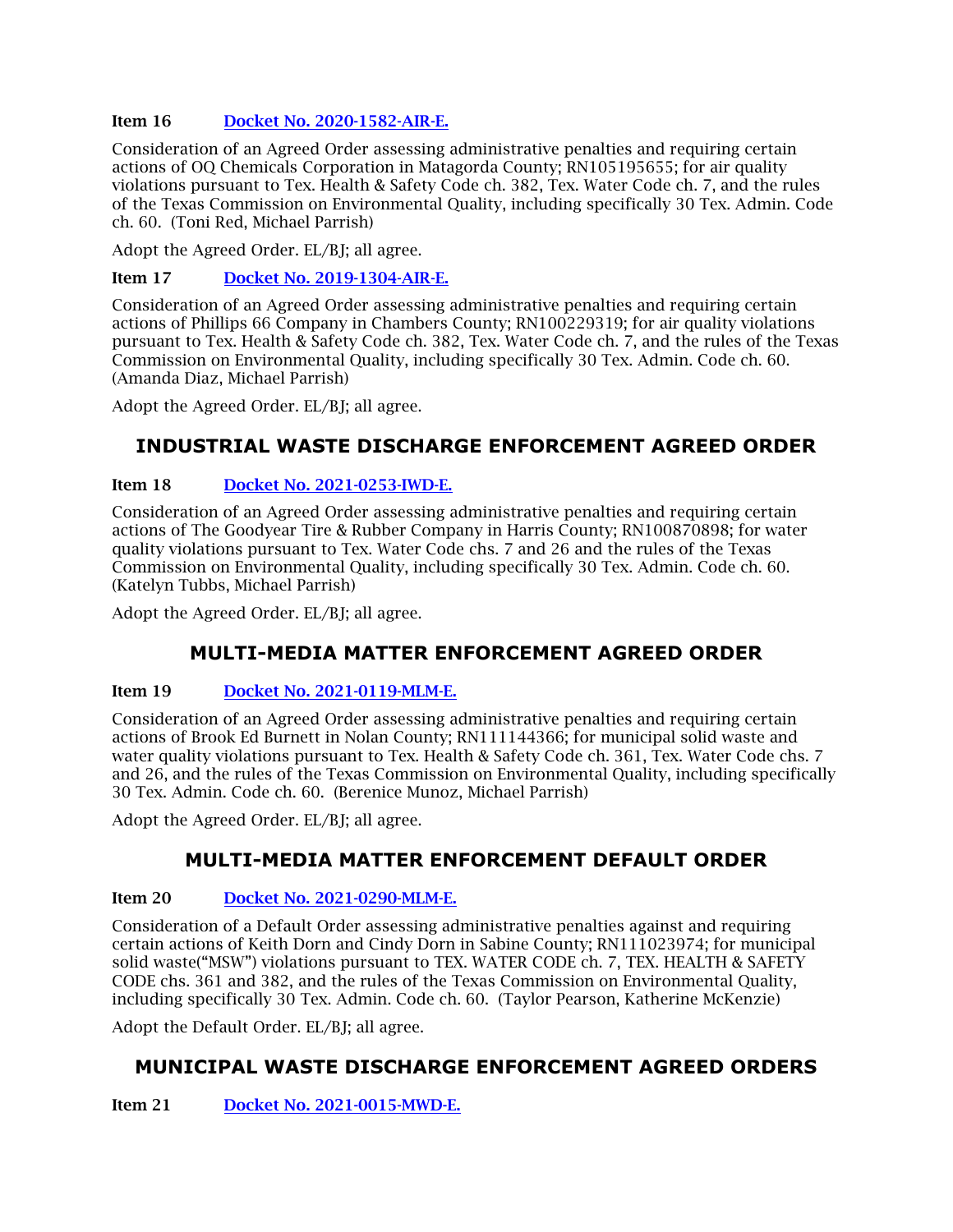**Item 16** [Docket No. 2020-1582-AIR-E.]

Consideration of an Agreed Order assessing administrative penalties and requiring certain actions of OQ Chemicals Corporation in Matagorda County; RN105195655; for air quality violations pursuant to Tex. Health & Safety Code ch. 382, Tex. Water Code ch. 7, and the rules of the Texas Commission on Environmental Quality, including specifically 30 Tex. Admin. Code ch. 60. (Toni Red, Michael Parrish)

Adopt the Agreed Order. EL/BJ; all agree.

**Item 17** [Docket No. 2019-1304-AIR-E.]

Consideration of an Agreed Order assessing administrative penalties and requiring certain actions of Phillips 66 Company in Chambers County; RN100229319; for air quality violations pursuant to Tex. Health & Safety Code ch. 382, Tex. Water Code ch. 7, and the rules of the Texas Commission on Environmental Quality, including specifically 30 Tex. Admin. Code ch. 60. (Amanda Diaz, Michael Parrish)

Adopt the Agreed Order. EL/BJ; all agree.

## INDUSTRIAL WASTE DISCHARGE ENFORCEMENT AGREED ORDER

**Item 18** [Docket No. 2021-0253-IWD-E.]

Consideration of an Agreed Order assessing administrative penalties and requiring certain actions of The Goodyear Tire & Rubber Company in Harris County; RN100870898; for water quality violations pursuant to Tex. Water Code chs. 7 and 26 and the rules of the Texas Commission on Environmental Quality, including specifically 30 Tex. Admin. Code ch. 60. (Katelyn Tubbs, Michael Parrish)

Adopt the Agreed Order. EL/BJ; all agree.

## MULTI-MEDIA MATTER ENFORCEMENT AGREED ORDER

**Item 19** [Docket No. 2021-0119-MLM-E.]

Consideration of an Agreed Order assessing administrative penalties and requiring certain actions of Brook Ed Burnett in Nolan County; RN111144366; for municipal solid waste and water quality violations pursuant to Tex. Health & Safety Code ch. 361, Tex. Water Code chs. 7 and 26, and the rules of the Texas Commission on Environmental Quality, including specifically 30 Tex. Admin. Code ch. 60. (Berenice Munoz, Michael Parrish)

Adopt the Agreed Order. EL/BJ; all agree.

## MULTI-MEDIA MATTER ENFORCEMENT DEFAULT ORDER

**Item 20** [Docket No. 2021-0290-MLM-E.]

Consideration of a Default Order assessing administrative penalties against and requiring certain actions of Keith Dorn and Cindy Dorn in Sabine County; RN111023974; for municipal solid waste("MSW") violations pursuant to TEX. WATER CODE ch. 7, TEX. HEALTH & SAFETY CODE chs. 361 and 382, and the rules of the Texas Commission on Environmental Quality, including specifically 30 Tex. Admin. Code ch. 60. (Taylor Pearson, Katherine McKenzie)

Adopt the Default Order. EL/BJ; all agree.

## MUNICIPAL WASTE DISCHARGE ENFORCEMENT AGREED ORDERS

**Item 21** [Docket No. 2021-0015-MWD-E.]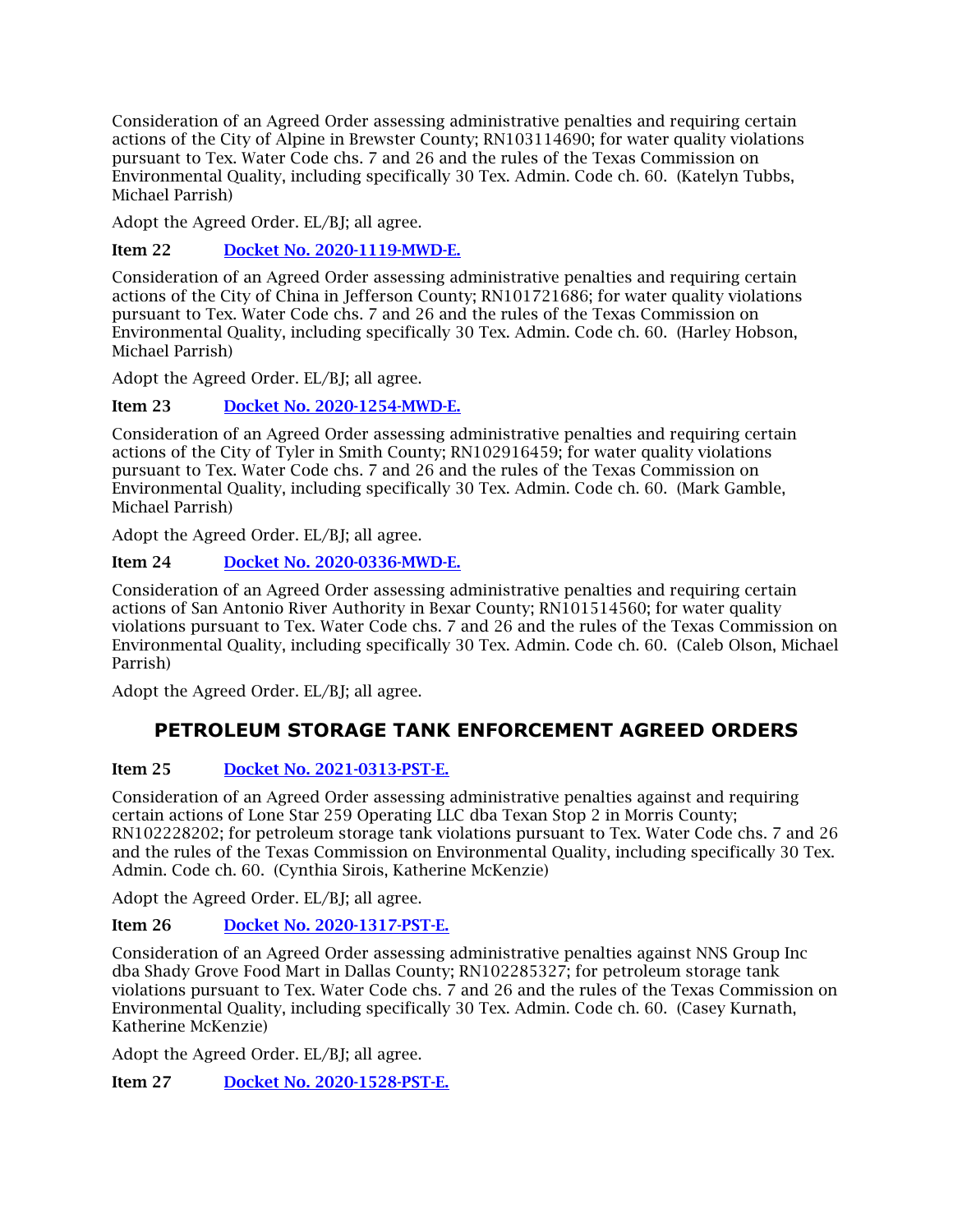Consideration of an Agreed Order assessing administrative penalties and requiring certain actions of the City of Alpine in Brewster County; RN103114690; for water quality violations pursuant to Tex. Water Code chs. 7 and 26 and the rules of the Texas Commission on Environmental Quality, including specifically 30 Tex. Admin. Code ch. 60. (Katelyn Tubbs, Michael Parrish)

Adopt the Agreed Order. EL/BJ; all agree.

**Item 22** [Docket No. 2020-1119-MWD-E.]

Consideration of an Agreed Order assessing administrative penalties and requiring certain actions of the City of China in Jefferson County; RN101721686; for water quality violations pursuant to Tex. Water Code chs. 7 and 26 and the rules of the Texas Commission on Environmental Quality, including specifically 30 Tex. Admin. Code ch. 60. (Harley Hobson, Michael Parrish)

Adopt the Agreed Order. EL/BJ; all agree.

**Item 23** [Docket No. 2020-1254-MWD-E.]

Consideration of an Agreed Order assessing administrative penalties and requiring certain actions of the City of Tyler in Smith County; RN102916459; for water quality violations pursuant to Tex. Water Code chs. 7 and 26 and the rules of the Texas Commission on Environmental Quality, including specifically 30 Tex. Admin. Code ch. 60. (Mark Gamble, Michael Parrish)

Adopt the Agreed Order. EL/BJ; all agree.

**Item 24** [Docket No. 2020-0336-MWD-E.]

Consideration of an Agreed Order assessing administrative penalties and requiring certain actions of San Antonio River Authority in Bexar County; RN101514560; for water quality violations pursuant to Tex. Water Code chs. 7 and 26 and the rules of the Texas Commission on Environmental Quality, including specifically 30 Tex. Admin. Code ch. 60. (Caleb Olson, Michael Parrish)

Adopt the Agreed Order. EL/BJ; all agree.

## PETROLEUM STORAGE TANK ENFORCEMENT AGREED ORDERS

**Item 25** [Docket No. 2021-0313-PST-E.]

Consideration of an Agreed Order assessing administrative penalties against and requiring certain actions of Lone Star 259 Operating LLC dba Texan Stop 2 in Morris County; RN102228202; for petroleum storage tank violations pursuant to Tex. Water Code chs. 7 and 26 and the rules of the Texas Commission on Environmental Quality, including specifically 30 Tex. Admin. Code ch. 60. (Cynthia Sirois, Katherine McKenzie)

Adopt the Agreed Order. EL/BJ; all agree.

**Item 26** [Docket No. 2020-1317-PST-E.]

Consideration of an Agreed Order assessing administrative penalties against NNS Group Inc dba Shady Grove Food Mart in Dallas County; RN102285327; for petroleum storage tank violations pursuant to Tex. Water Code chs. 7 and 26 and the rules of the Texas Commission on Environmental Quality, including specifically 30 Tex. Admin. Code ch. 60. (Casey Kurnath, Katherine McKenzie)

Adopt the Agreed Order. EL/BJ; all agree.

**Item 27** [Docket No. 2020-1528-PST-E.]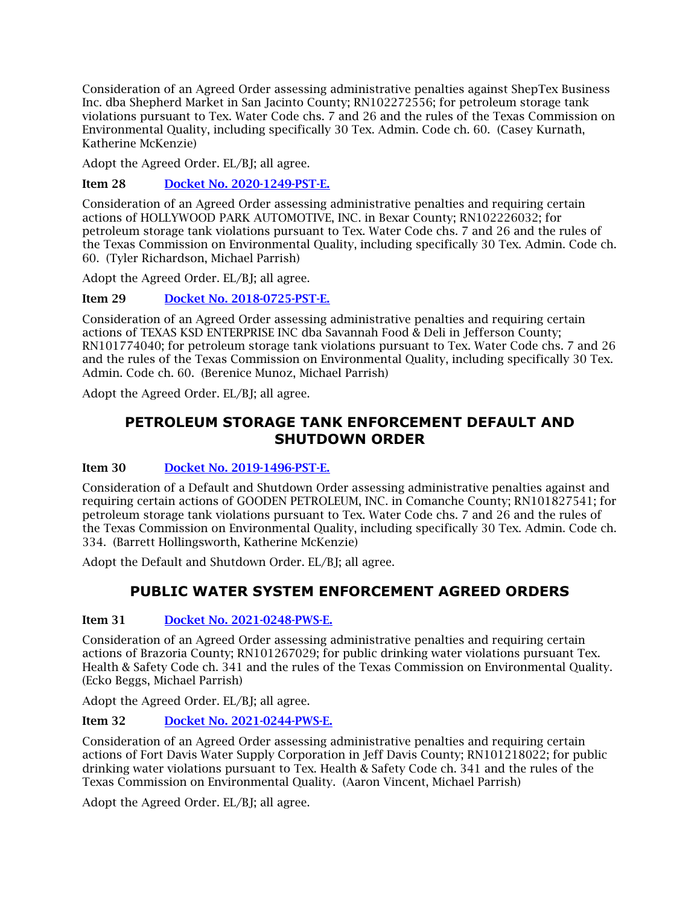Consideration of an Agreed Order assessing administrative penalties against ShepTex Business Inc. dba Shepherd Market in San Jacinto County; RN102272556; for petroleum storage tank violations pursuant to Tex. Water Code chs. 7 and 26 and the rules of the Texas Commission on Environmental Quality, including specifically 30 Tex. Admin. Code ch. 60. (Casey Kurnath, Katherine McKenzie)

Adopt the Agreed Order. EL/BJ; all agree.

**Item 28** [Docket No. 2020-1249-PST-E.]()

Consideration of an Agreed Order assessing administrative penalties and requiring certain actions of HOLLYWOOD PARK AUTOMOTIVE, INC. in Bexar County; RN102226032; for petroleum storage tank violations pursuant to Tex. Water Code chs. 7 and 26 and the rules of the Texas Commission on Environmental Quality, including specifically 30 Tex. Admin. Code ch. 60. (Tyler Richardson, Michael Parrish)

Adopt the Agreed Order. EL/BJ; all agree.

**Item 29** [Docket No. 2018-0725-PST-E.]()

Consideration of an Agreed Order assessing administrative penalties and requiring certain actions of TEXAS KSD ENTERPRISE INC dba Savannah Food & Deli in Jefferson County; RN101774040; for petroleum storage tank violations pursuant to Tex. Water Code chs. 7 and 26 and the rules of the Texas Commission on Environmental Quality, including specifically 30 Tex. Admin. Code ch. 60. (Berenice Munoz, Michael Parrish)

Adopt the Agreed Order. EL/BJ; all agree.

## PETROLEUM STORAGE TANK ENFORCEMENT DEFAULT AND SHUTDOWN ORDER

**Item 30** [Docket No. 2019-1496-PST-E.]()

Consideration of a Default and Shutdown Order assessing administrative penalties against and requiring certain actions of GOODEN PETROLEUM, INC. in Comanche County; RN101827541; for petroleum storage tank violations pursuant to Tex. Water Code chs. 7 and 26 and the rules of the Texas Commission on Environmental Quality, including specifically 30 Tex. Admin. Code ch. 334. (Barrett Hollingsworth, Katherine McKenzie)

Adopt the Default and Shutdown Order. EL/BJ; all agree.

## PUBLIC WATER SYSTEM ENFORCEMENT AGREED ORDERS

**Item 31** [Docket No. 2021-0248-PWS-E.]()

Consideration of an Agreed Order assessing administrative penalties and requiring certain actions of Brazoria County; RN101267029; for public drinking water violations pursuant Tex. Health & Safety Code ch. 341 and the rules of the Texas Commission on Environmental Quality. (Ecko Beggs, Michael Parrish)

Adopt the Agreed Order. EL/BJ; all agree.

**Item 32** [Docket No. 2021-0244-PWS-E.]()

Consideration of an Agreed Order assessing administrative penalties and requiring certain actions of Fort Davis Water Supply Corporation in Jeff Davis County; RN101218022; for public drinking water violations pursuant to Tex. Health & Safety Code ch. 341 and the rules of the Texas Commission on Environmental Quality. (Aaron Vincent, Michael Parrish)

Adopt the Agreed Order. EL/BJ; all agree.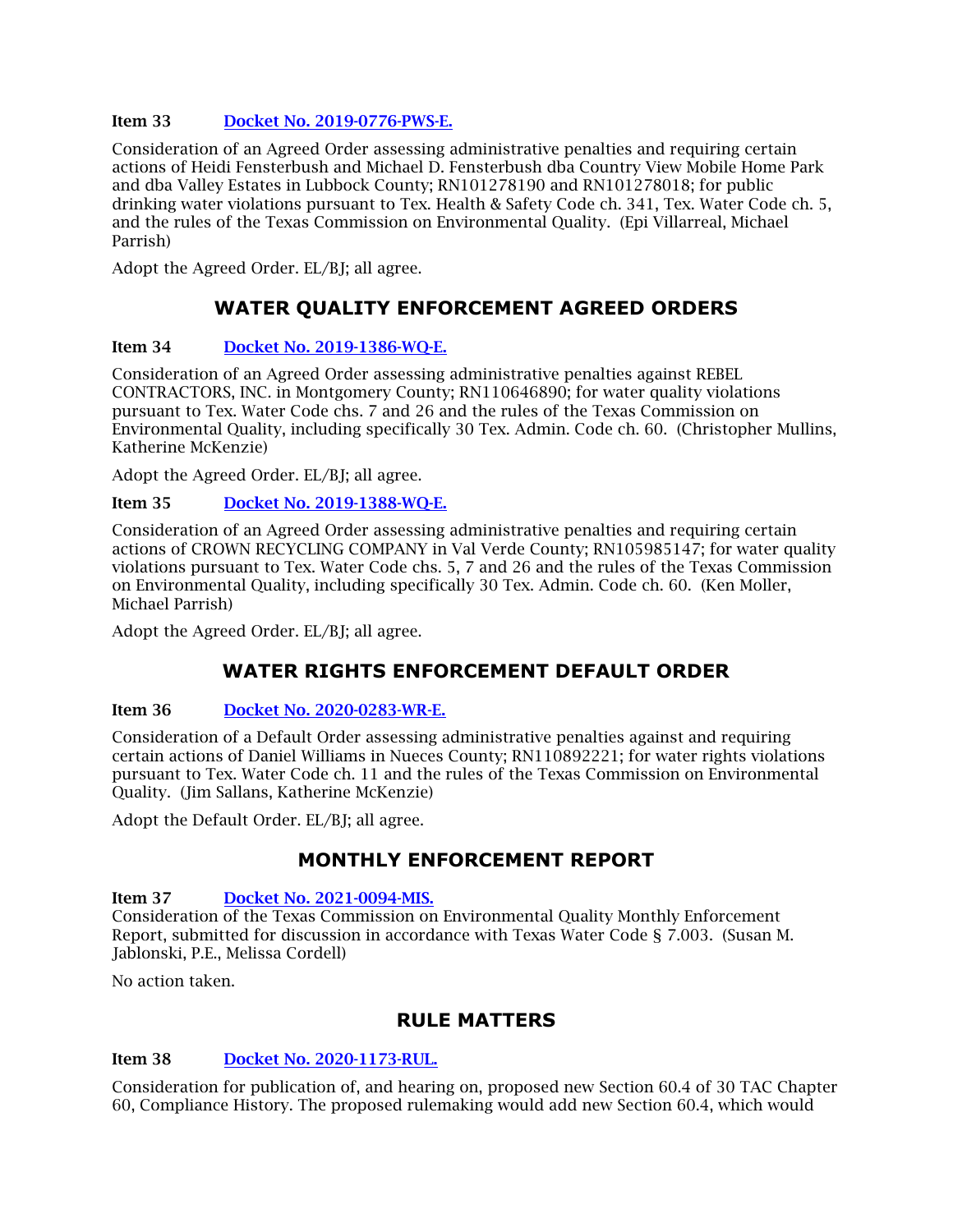**Item 33** [Docket No. 2019-0776-PWS-E.]

Consideration of an Agreed Order assessing administrative penalties and requiring certain actions of Heidi Fensterbush and Michael D. Fensterbush dba Country View Mobile Home Park and dba Valley Estates in Lubbock County; RN101278190 and RN101278018; for public drinking water violations pursuant to Tex. Health & Safety Code ch. 341, Tex. Water Code ch. 5, and the rules of the Texas Commission on Environmental Quality. (Epi Villarreal, Michael Parrish)

Adopt the Agreed Order. EL/BJ; all agree.

## WATER QUALITY ENFORCEMENT AGREED ORDERS

**Item 34** [Docket No. 2019-1386-WQ-E.]

Consideration of an Agreed Order assessing administrative penalties against REBEL CONTRACTORS, INC. in Montgomery County; RN110646890; for water quality violations pursuant to Tex. Water Code chs. 7 and 26 and the rules of the Texas Commission on Environmental Quality, including specifically 30 Tex. Admin. Code ch. 60. (Christopher Mullins, Katherine McKenzie)

Adopt the Agreed Order. EL/BJ; all agree.

**Item 35** [Docket No. 2019-1388-WQ-E.]

Consideration of an Agreed Order assessing administrative penalties and requiring certain actions of CROWN RECYCLING COMPANY in Val Verde County; RN105985147; for water quality violations pursuant to Tex. Water Code chs. 5, 7 and 26 and the rules of the Texas Commission on Environmental Quality, including specifically 30 Tex. Admin. Code ch. 60. (Ken Moller, Michael Parrish)

Adopt the Agreed Order. EL/BJ; all agree.

## WATER RIGHTS ENFORCEMENT DEFAULT ORDER

**Item 36** [Docket No. 2020-0283-WR-E.]

Consideration of a Default Order assessing administrative penalties against and requiring certain actions of Daniel Williams in Nueces County; RN110892221; for water rights violations pursuant to Tex. Water Code ch. 11 and the rules of the Texas Commission on Environmental Quality. (Jim Sallans, Katherine McKenzie)

Adopt the Default Order. EL/BJ; all agree.

## MONTHLY ENFORCEMENT REPORT

**Item 37** [Docket No. 2021-0094-MIS.]
Consideration of the Texas Commission on Environmental Quality Monthly Enforcement Report, submitted for discussion in accordance with Texas Water Code § 7.003. (Susan M. Jablonski, P.E., Melissa Cordell)

No action taken.

## RULE MATTERS

**Item 38** [Docket No. 2020-1173-RUL.]

Consideration for publication of, and hearing on, proposed new Section 60.4 of 30 TAC Chapter 60, Compliance History. The proposed rulemaking would add new Section 60.4, which would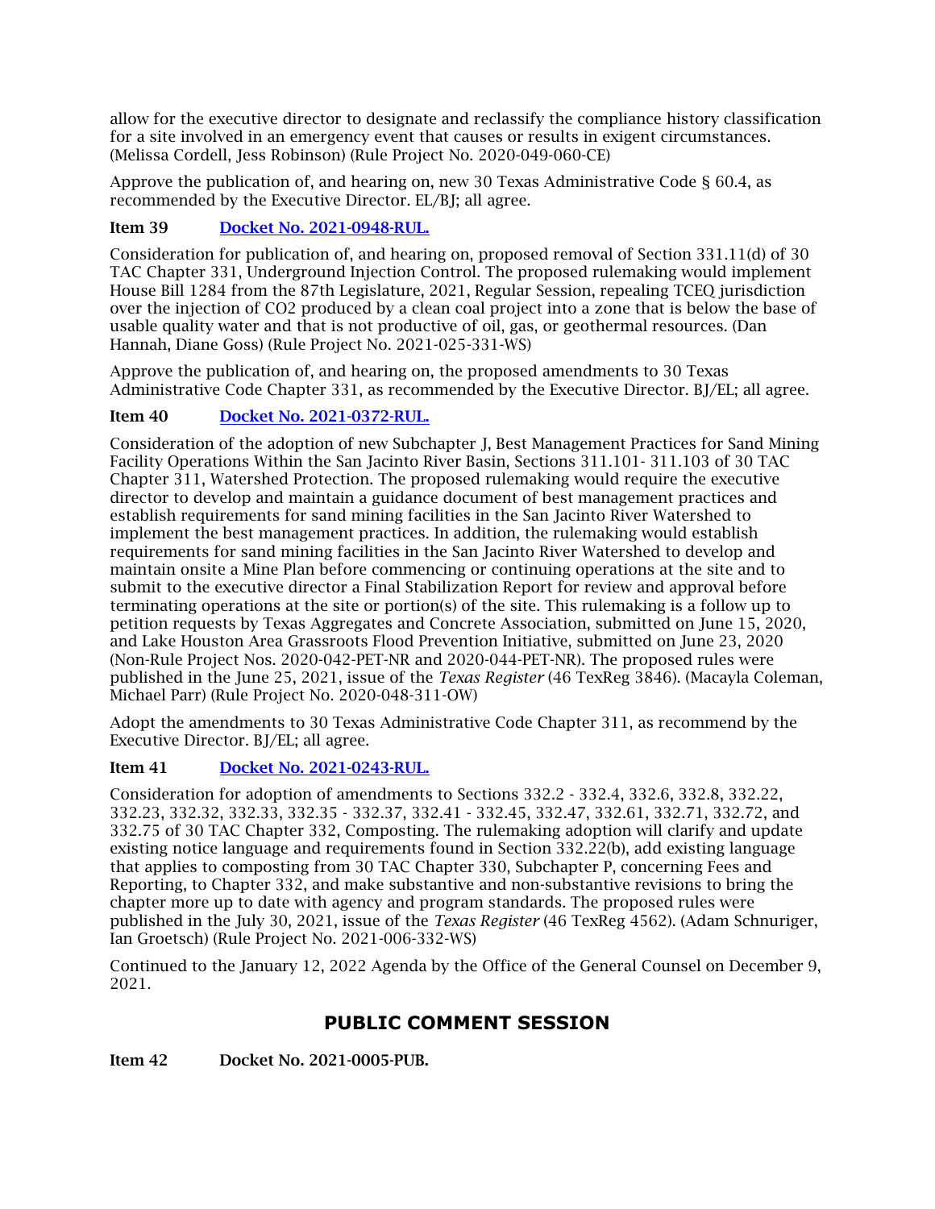allow for the executive director to designate and reclassify the compliance history classification for a site involved in an emergency event that causes or results in exigent circumstances. (Melissa Cordell, Jess Robinson) (Rule Project No. 2020-049-060-CE)

Approve the publication of, and hearing on, new 30 Texas Administrative Code § 60.4, as recommended by the Executive Director. EL/BJ; all agree.

**Item 39** [Docket No. 2021-0948-RUL.]()

Consideration for publication of, and hearing on, proposed removal of Section 331.11(d) of 30 TAC Chapter 331, Underground Injection Control. The proposed rulemaking would implement House Bill 1284 from the 87th Legislature, 2021, Regular Session, repealing TCEQ jurisdiction over the injection of $CO_2$ produced by a clean coal project into a zone that is below the base of usable quality water and that is not productive of oil, gas, or geothermal resources. (Dan Hannah, Diane Goss) (Rule Project No. 2021-025-331-WS)

Approve the publication of, and hearing on, the proposed amendments to 30 Texas Administrative Code Chapter 331, as recommended by the Executive Director. BJ/EL; all agree.

**Item 40** [Docket No. 2021-0372-RUL.]()

Consideration of the adoption of new Subchapter J, Best Management Practices for Sand Mining Facility Operations Within the San Jacinto River Basin, Sections 311.101- 311.103 of 30 TAC Chapter 311, Watershed Protection. The proposed rulemaking would require the executive director to develop and maintain a guidance document of best management practices and establish requirements for sand mining facilities in the San Jacinto River Watershed to implement the best management practices. In addition, the rulemaking would establish requirements for sand mining facilities in the San Jacinto River Watershed to develop and maintain onsite a Mine Plan before commencing or continuing operations at the site and to submit to the executive director a Final Stabilization Report for review and approval before terminating operations at the site or portion(s) of the site. This rulemaking is a follow up to petition requests by Texas Aggregates and Concrete Association, submitted on June 15, 2020, and Lake Houston Area Grassroots Flood Prevention Initiative, submitted on June 23, 2020 (Non-Rule Project Nos. 2020-042-PET-NR and 2020-044-PET-NR). The proposed rules were published in the June 25, 2021, issue of the *Texas Register* (46 TexReg 3846). (Macayla Coleman, Michael Parr) (Rule Project No. 2020-048-311-OW)

Adopt the amendments to 30 Texas Administrative Code Chapter 311, as recommend by the Executive Director. BJ/EL; all agree.

**Item 41** [Docket No. 2021-0243-RUL.]()

Consideration for adoption of amendments to Sections 332.2 - 332.4, 332.6, 332.8, 332.22, 332.23, 332.32, 332.33, 332.35 - 332.37, 332.41 - 332.45, 332.47, 332.61, 332.71, 332.72, and 332.75 of 30 TAC Chapter 332, Composting. The rulemaking adoption will clarify and update existing notice language and requirements found in Section 332.22(b), add existing language that applies to composting from 30 TAC Chapter 330, Subchapter P, concerning Fees and Reporting, to Chapter 332, and make substantive and non-substantive revisions to bring the chapter more up to date with agency and program standards. The proposed rules were published in the July 30, 2021, issue of the *Texas Register* (46 TexReg 4562). (Adam Schnuriger, Ian Groetsch) (Rule Project No. 2021-006-332-WS)

Continued to the January 12, 2022 Agenda by the Office of the General Counsel on December 9, 2021.

## PUBLIC COMMENT SESSION

**Item 42** **Docket No. 2021-0005-PUB.**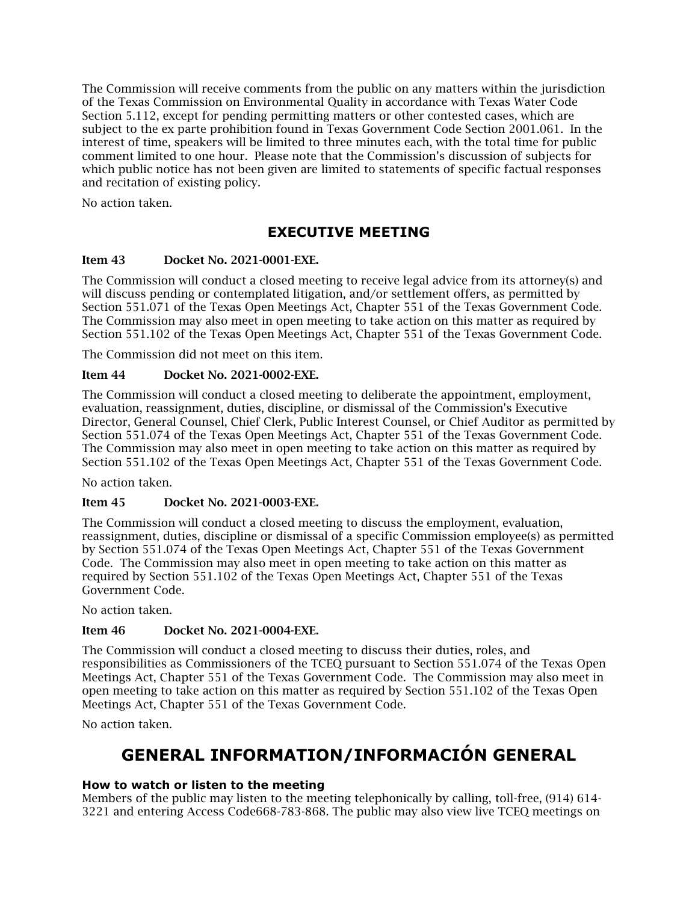The Commission will receive comments from the public on any matters within the jurisdiction of the Texas Commission on Environmental Quality in accordance with Texas Water Code Section 5.112, except for pending permitting matters or other contested cases, which are subject to the ex parte prohibition found in Texas Government Code Section 2001.061. In the interest of time, speakers will be limited to three minutes each, with the total time for public comment limited to one hour. Please note that the Commission's discussion of subjects for which public notice has not been given are limited to statements of specific factual responses and recitation of existing policy.

No action taken.

## EXECUTIVE MEETING

**Item 43 Docket No. 2021-0001-EXE.**

The Commission will conduct a closed meeting to receive legal advice from its attorney(s) and will discuss pending or contemplated litigation, and/or settlement offers, as permitted by Section 551.071 of the Texas Open Meetings Act, Chapter 551 of the Texas Government Code. The Commission may also meet in open meeting to take action on this matter as required by Section 551.102 of the Texas Open Meetings Act, Chapter 551 of the Texas Government Code.

The Commission did not meet on this item.

**Item 44 Docket No. 2021-0002-EXE.**

The Commission will conduct a closed meeting to deliberate the appointment, employment, evaluation, reassignment, duties, discipline, or dismissal of the Commission's Executive Director, General Counsel, Chief Clerk, Public Interest Counsel, or Chief Auditor as permitted by Section 551.074 of the Texas Open Meetings Act, Chapter 551 of the Texas Government Code. The Commission may also meet in open meeting to take action on this matter as required by Section 551.102 of the Texas Open Meetings Act, Chapter 551 of the Texas Government Code.

No action taken.

**Item 45 Docket No. 2021-0003-EXE.**

The Commission will conduct a closed meeting to discuss the employment, evaluation, reassignment, duties, discipline or dismissal of a specific Commission employee(s) as permitted by Section 551.074 of the Texas Open Meetings Act, Chapter 551 of the Texas Government Code. The Commission may also meet in open meeting to take action on this matter as required by Section 551.102 of the Texas Open Meetings Act, Chapter 551 of the Texas Government Code.

No action taken.

**Item 46 Docket No. 2021-0004-EXE.**

The Commission will conduct a closed meeting to discuss their duties, roles, and responsibilities as Commissioners of the TCEQ pursuant to Section 551.074 of the Texas Open Meetings Act, Chapter 551 of the Texas Government Code. The Commission may also meet in open meeting to take action on this matter as required by Section 551.102 of the Texas Open Meetings Act, Chapter 551 of the Texas Government Code.

No action taken.

# GENERAL INFORMATION/INFORMACIÓN GENERAL

**How to watch or listen to the meeting**

Members of the public may listen to the meeting telephonically by calling, toll-free, (914) 614-3221 and entering Access Code668-783-868. The public may also view live TCEQ meetings on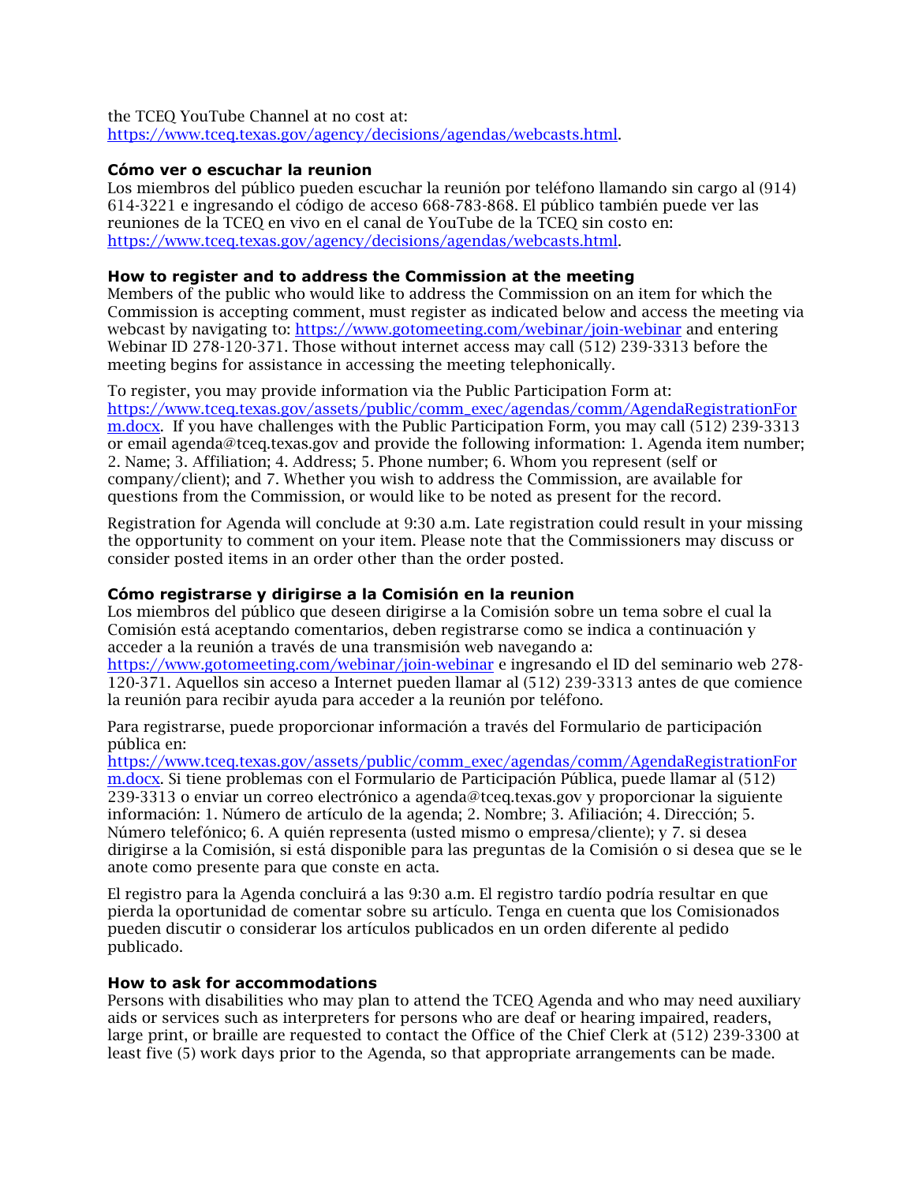the TCEQ YouTube Channel at no cost at: https://www.tceq.texas.gov/agency/decisions/agendas/webcasts.html.

**Cómo ver o escuchar la reunion**

Los miembros del público pueden escuchar la reunión por teléfono llamando sin cargo al (914) 614-3221 e ingresando el código de acceso 668-783-868. El público también puede ver las reuniones de la TCEQ en vivo en el canal de YouTube de la TCEQ sin costo en: https://www.tceq.texas.gov/agency/decisions/agendas/webcasts.html.

**How to register and to address the Commission at the meeting**

Members of the public who would like to address the Commission on an item for which the Commission is accepting comment, must register as indicated below and access the meeting via webcast by navigating to: https://www.gotomeeting.com/webinar/join-webinar and entering Webinar ID 278-120-371. Those without internet access may call (512) 239-3313 before the meeting begins for assistance in accessing the meeting telephonically.

To register, you may provide information via the Public Participation Form at: https://www.tceq.texas.gov/assets/public/comm_exec/agendas/comm/AgendaRegistrationForm.docx. If you have challenges with the Public Participation Form, you may call (512) 239-3313 or email agenda@tceq.texas.gov and provide the following information: 1. Agenda item number; 2. Name; 3. Affiliation; 4. Address; 5. Phone number; 6. Whom you represent (self or company/client); and 7. Whether you wish to address the Commission, are available for questions from the Commission, or would like to be noted as present for the record.

Registration for Agenda will conclude at 9:30 a.m. Late registration could result in your missing the opportunity to comment on your item. Please note that the Commissioners may discuss or consider posted items in an order other than the order posted.

**Cómo registrarse y dirigirse a la Comisión en la reunion**

Los miembros del público que deseen dirigirse a la Comisión sobre un tema sobre el cual la Comisión está aceptando comentarios, deben registrarse como se indica a continuación y acceder a la reunión a través de una transmisión web navegando a: https://www.gotomeeting.com/webinar/join-webinar e ingresando el ID del seminario web 278-120-371. Aquellos sin acceso a Internet pueden llamar al (512) 239-3313 antes de que comience la reunión para recibir ayuda para acceder a la reunión por teléfono.

Para registrarse, puede proporcionar información a través del Formulario de participación pública en: https://www.tceq.texas.gov/assets/public/comm_exec/agendas/comm/AgendaRegistrationForm.docx. Si tiene problemas con el Formulario de Participación Pública, puede llamar al (512) 239-3313 o enviar un correo electrónico a agenda@tceq.texas.gov y proporcionar la siguiente información: 1. Número de artículo de la agenda; 2. Nombre; 3. Afiliación; 4. Dirección; 5. Número telefónico; 6. A quién representa (usted mismo o empresa/cliente); y 7. si desea dirigirse a la Comisión, si está disponible para las preguntas de la Comisión o si desea que se le anote como presente para que conste en acta.

El registro para la Agenda concluirá a las 9:30 a.m. El registro tardío podría resultar en que pierda la oportunidad de comentar sobre su artículo. Tenga en cuenta que los Comisionados pueden discutir o considerar los artículos publicados en un orden diferente al pedido publicado.

**How to ask for accommodations**

Persons with disabilities who may plan to attend the TCEQ Agenda and who may need auxiliary aids or services such as interpreters for persons who are deaf or hearing impaired, readers, large print, or braille are requested to contact the Office of the Chief Clerk at (512) 239-3300 at least five (5) work days prior to the Agenda, so that appropriate arrangements can be made.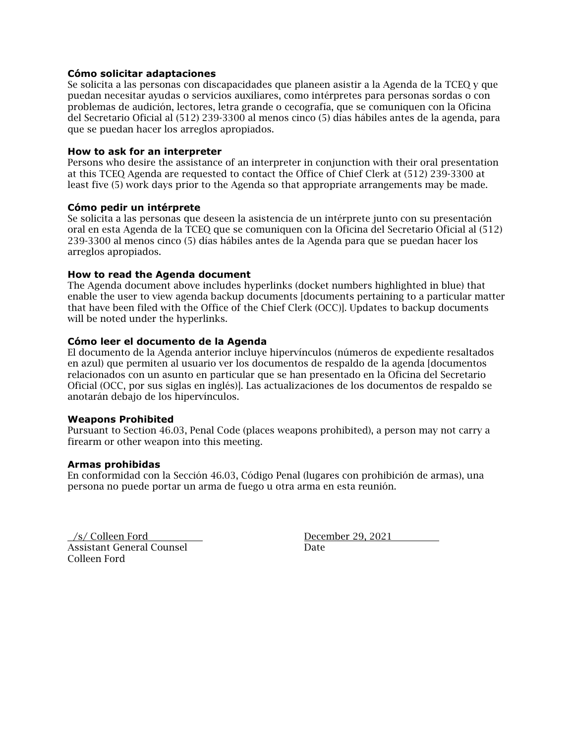**Cómo solicitar adaptaciones**
Se solicita a las personas con discapacidades que planeen asistir a la Agenda de la TCEQ y que puedan necesitar ayudas o servicios auxiliares, como intérpretes para personas sordas o con problemas de audición, lectores, letra grande o cecografía, que se comuniquen con la Oficina del Secretario Oficial al (512) 239-3300 al menos cinco (5) días hábiles antes de la agenda, para que se puedan hacer los arreglos apropiados.

**How to ask for an interpreter**
Persons who desire the assistance of an interpreter in conjunction with their oral presentation at this TCEQ Agenda are requested to contact the Office of Chief Clerk at (512) 239-3300 at least five (5) work days prior to the Agenda so that appropriate arrangements may be made.

**Cómo pedir un intérprete**
Se solicita a las personas que deseen la asistencia de un intérprete junto con su presentación oral en esta Agenda de la TCEQ que se comuniquen con la Oficina del Secretario Oficial al (512) 239-3300 al menos cinco (5) días hábiles antes de la Agenda para que se puedan hacer los arreglos apropiados.

**How to read the Agenda document**
The Agenda document above includes hyperlinks (docket numbers highlighted in blue) that enable the user to view agenda backup documents [documents pertaining to a particular matter that have been filed with the Office of the Chief Clerk (OCC)]. Updates to backup documents will be noted under the hyperlinks.

**Cómo leer el documento de la Agenda**
El documento de la Agenda anterior incluye hipervínculos (números de expediente resaltados en azul) que permiten al usuario ver los documentos de respaldo de la agenda [documentos relacionados con un asunto en particular que se han presentado en la Oficina del Secretario Oficial (OCC, por sus siglas en inglés)]. Las actualizaciones de los documentos de respaldo se anotarán debajo de los hipervínculos.

**Weapons Prohibited**
Pursuant to Section 46.03, Penal Code (places weapons prohibited), a person may not carry a firearm or other weapon into this meeting.

**Armas prohibidas**
En conformidad con la Sección 46.03, Código Penal (lugares con prohibición de armas), una persona no puede portar un arma de fuego u otra arma en esta reunión.

/s/ Colleen Ford
Assistant General Counsel
Colleen Ford

December 29, 2021
Date